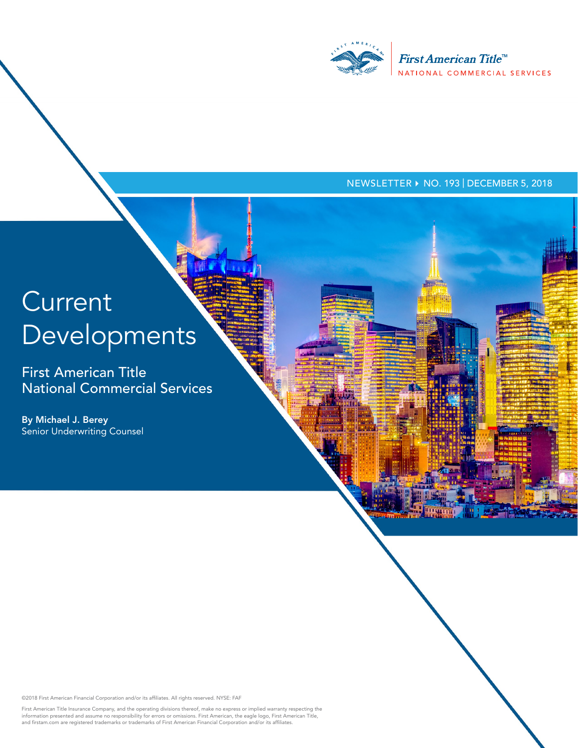First American Title™
NATIONAL COMMERCIAL SERVICES

NEWSLETTER ▸ NO. 193 | DECEMBER 5, 2018

# Current Developments

## First American Title National Commercial Services

**By Michael J. Berey**
Senior Underwriting Counsel

©2018 First American Financial Corporation and/or its affiliates. All rights reserved. NYSE: FAF

First American Title Insurance Company, and the operating divisions thereof, make no express or implied warranty respecting the information presented and assume no responsibility for errors or omissions. First American, the eagle logo, First American Title, and firstam.com are registered trademarks or trademarks of First American Financial Corporation and/or its affiliates.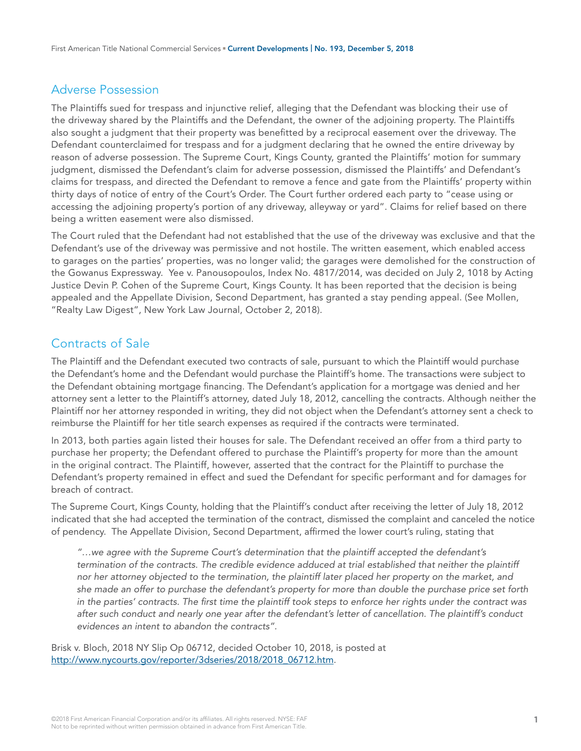## Adverse Possession

The Plaintiffs sued for trespass and injunctive relief, alleging that the Defendant was blocking their use of the driveway shared by the Plaintiffs and the Defendant, the owner of the adjoining property. The Plaintiffs also sought a judgment that their property was benefitted by a reciprocal easement over the driveway. The Defendant counterclaimed for trespass and for a judgment declaring that he owned the entire driveway by reason of adverse possession. The Supreme Court, Kings County, granted the Plaintiffs' motion for summary judgment, dismissed the Defendant's claim for adverse possession, dismissed the Plaintiffs' and Defendant's claims for trespass, and directed the Defendant to remove a fence and gate from the Plaintiffs' property within thirty days of notice of entry of the Court's Order. The Court further ordered each party to "cease using or accessing the adjoining property's portion of any driveway, alleyway or yard". Claims for relief based on there being a written easement were also dismissed.

The Court ruled that the Defendant had not established that the use of the driveway was exclusive and that the Defendant's use of the driveway was permissive and not hostile. The written easement, which enabled access to garages on the parties' properties, was no longer valid; the garages were demolished for the construction of the Gowanus Expressway. Yee v. Panousopoulos, Index No. 4817/2014, was decided on July 2, 1018 by Acting Justice Devin P. Cohen of the Supreme Court, Kings County. It has been reported that the decision is being appealed and the Appellate Division, Second Department, has granted a stay pending appeal. (See Mollen, "Realty Law Digest", New York Law Journal, October 2, 2018).

## Contracts of Sale

The Plaintiff and the Defendant executed two contracts of sale, pursuant to which the Plaintiff would purchase the Defendant's home and the Defendant would purchase the Plaintiff's home. The transactions were subject to the Defendant obtaining mortgage financing. The Defendant's application for a mortgage was denied and her attorney sent a letter to the Plaintiff's attorney, dated July 18, 2012, cancelling the contracts. Although neither the Plaintiff nor her attorney responded in writing, they did not object when the Defendant's attorney sent a check to reimburse the Plaintiff for her title search expenses as required if the contracts were terminated.

In 2013, both parties again listed their houses for sale. The Defendant received an offer from a third party to purchase her property; the Defendant offered to purchase the Plaintiff's property for more than the amount in the original contract. The Plaintiff, however, asserted that the contract for the Plaintiff to purchase the Defendant's property remained in effect and sued the Defendant for specific performant and for damages for breach of contract.

The Supreme Court, Kings County, holding that the Plaintiff's conduct after receiving the letter of July 18, 2012 indicated that she had accepted the termination of the contract, dismissed the complaint and canceled the notice of pendency. The Appellate Division, Second Department, affirmed the lower court's ruling, stating that

> *"…we agree with the Supreme Court's determination that the plaintiff accepted the defendant's termination of the contracts. The credible evidence adduced at trial established that neither the plaintiff nor her attorney objected to the termination, the plaintiff later placed her property on the market, and she made an offer to purchase the defendant's property for more than double the purchase price set forth in the parties' contracts. The first time the plaintiff took steps to enforce her rights under the contract was after such conduct and nearly one year after the defendant's letter of cancellation. The plaintiff's conduct evidences an intent to abandon the contracts".*

Brisk v. Bloch, 2018 NY Slip Op 06712, decided October 10, 2018, is posted at http://www.nycourts.gov/reporter/3dseries/2018/2018_06712.htm.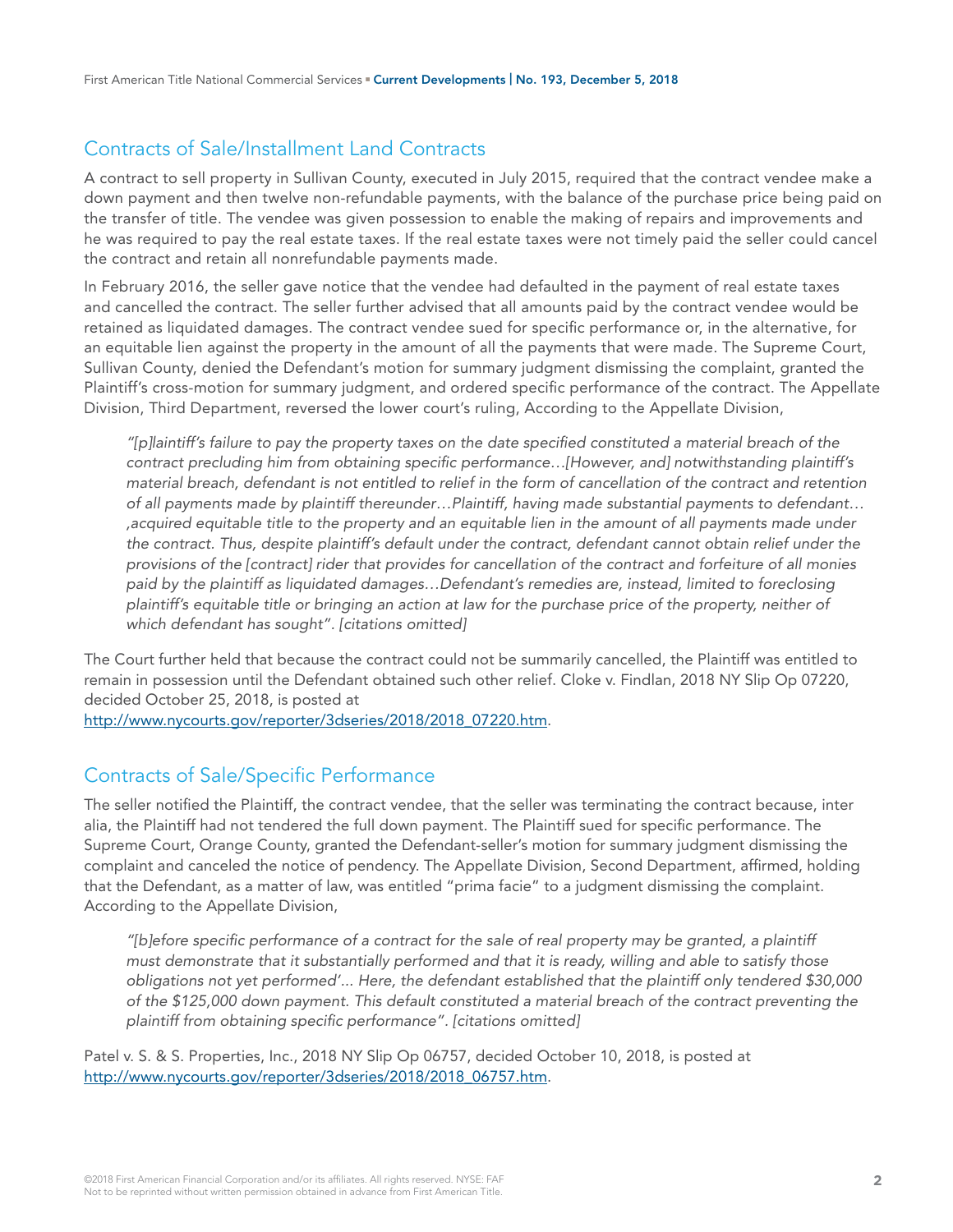## Contracts of Sale/Installment Land Contracts

A contract to sell property in Sullivan County, executed in July 2015, required that the contract vendee make a down payment and then twelve non-refundable payments, with the balance of the purchase price being paid on the transfer of title. The vendee was given possession to enable the making of repairs and improvements and he was required to pay the real estate taxes. If the real estate taxes were not timely paid the seller could cancel the contract and retain all nonrefundable payments made.

In February 2016, the seller gave notice that the vendee had defaulted in the payment of real estate taxes and cancelled the contract. The seller further advised that all amounts paid by the contract vendee would be retained as liquidated damages. The contract vendee sued for specific performance or, in the alternative, for an equitable lien against the property in the amount of all the payments that were made. The Supreme Court, Sullivan County, denied the Defendant's motion for summary judgment dismissing the complaint, granted the Plaintiff's cross-motion for summary judgment, and ordered specific performance of the contract. The Appellate Division, Third Department, reversed the lower court's ruling, According to the Appellate Division,

> *"[p]laintiff's failure to pay the property taxes on the date specified constituted a material breach of the contract precluding him from obtaining specific performance…[However, and] notwithstanding plaintiff's material breach, defendant is not entitled to relief in the form of cancellation of the contract and retention of all payments made by plaintiff thereunder…Plaintiff, having made substantial payments to defendant… ,acquired equitable title to the property and an equitable lien in the amount of all payments made under the contract. Thus, despite plaintiff's default under the contract, defendant cannot obtain relief under the provisions of the [contract] rider that provides for cancellation of the contract and forfeiture of all monies paid by the plaintiff as liquidated damages…Defendant's remedies are, instead, limited to foreclosing plaintiff's equitable title or bringing an action at law for the purchase price of the property, neither of which defendant has sought". [citations omitted]*

The Court further held that because the contract could not be summarily cancelled, the Plaintiff was entitled to remain in possession until the Defendant obtained such other relief. Cloke v. Findlan, 2018 NY Slip Op 07220, decided October 25, 2018, is posted at
[http://www.nycourts.gov/reporter/3dseries/2018/2018_07220.htm](http://www.nycourts.gov/reporter/3dseries/2018/2018_07220.htm).

## Contracts of Sale/Specific Performance

The seller notified the Plaintiff, the contract vendee, that the seller was terminating the contract because, inter alia, the Plaintiff had not tendered the full down payment. The Plaintiff sued for specific performance. The Supreme Court, Orange County, granted the Defendant-seller's motion for summary judgment dismissing the complaint and canceled the notice of pendency. The Appellate Division, Second Department, affirmed, holding that the Defendant, as a matter of law, was entitled "prima facie" to a judgment dismissing the complaint. According to the Appellate Division,

> *"[b]efore specific performance of a contract for the sale of real property may be granted, a plaintiff must demonstrate that it substantially performed and that it is ready, willing and able to satisfy those obligations not yet performed'... Here, the defendant established that the plaintiff only tendered $30,000 of the $125,000 down payment. This default constituted a material breach of the contract preventing the plaintiff from obtaining specific performance". [citations omitted]*

Patel v. S. & S. Properties, Inc., 2018 NY Slip Op 06757, decided October 10, 2018, is posted at [http://www.nycourts.gov/reporter/3dseries/2018/2018_06757.htm](http://www.nycourts.gov/reporter/3dseries/2018/2018_06757.htm).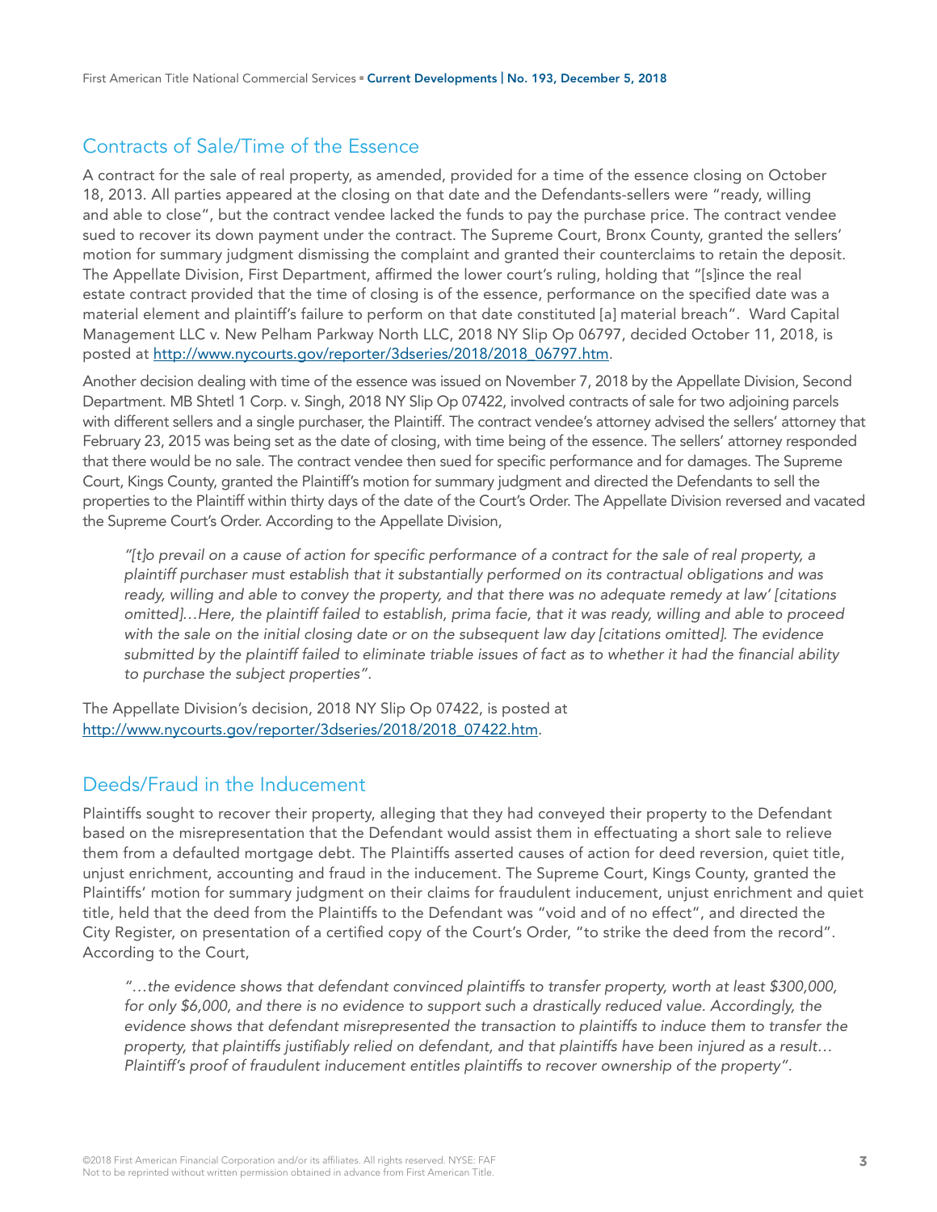## Contracts of Sale/Time of the Essence

A contract for the sale of real property, as amended, provided for a time of the essence closing on October 18, 2013. All parties appeared at the closing on that date and the Defendants-sellers were "ready, willing and able to close", but the contract vendee lacked the funds to pay the purchase price. The contract vendee sued to recover its down payment under the contract. The Supreme Court, Bronx County, granted the sellers' motion for summary judgment dismissing the complaint and granted their counterclaims to retain the deposit. The Appellate Division, First Department, affirmed the lower court's ruling, holding that "[s]ince the real estate contract provided that the time of closing is of the essence, performance on the specified date was a material element and plaintiff's failure to perform on that date constituted [a] material breach". Ward Capital Management LLC v. New Pelham Parkway North LLC, 2018 NY Slip Op 06797, decided October 11, 2018, is posted at http://www.nycourts.gov/reporter/3dseries/2018/2018_06797.htm.

Another decision dealing with time of the essence was issued on November 7, 2018 by the Appellate Division, Second Department. MB Shtetl 1 Corp. v. Singh, 2018 NY Slip Op 07422, involved contracts of sale for two adjoining parcels with different sellers and a single purchaser, the Plaintiff. The contract vendee's attorney advised the sellers' attorney that February 23, 2015 was being set as the date of closing, with time being of the essence. The sellers' attorney responded that there would be no sale. The contract vendee then sued for specific performance and for damages. The Supreme Court, Kings County, granted the Plaintiff's motion for summary judgment and directed the Defendants to sell the properties to the Plaintiff within thirty days of the date of the Court's Order. The Appellate Division reversed and vacated the Supreme Court's Order. According to the Appellate Division,

> *"[t]o prevail on a cause of action for specific performance of a contract for the sale of real property, a plaintiff purchaser must establish that it substantially performed on its contractual obligations and was ready, willing and able to convey the property, and that there was no adequate remedy at law' [citations omitted]…Here, the plaintiff failed to establish, prima facie, that it was ready, willing and able to proceed with the sale on the initial closing date or on the subsequent law day [citations omitted]. The evidence submitted by the plaintiff failed to eliminate triable issues of fact as to whether it had the financial ability to purchase the subject properties".*

The Appellate Division's decision, 2018 NY Slip Op 07422, is posted at http://www.nycourts.gov/reporter/3dseries/2018/2018_07422.htm.

## Deeds/Fraud in the Inducement

Plaintiffs sought to recover their property, alleging that they had conveyed their property to the Defendant based on the misrepresentation that the Defendant would assist them in effectuating a short sale to relieve them from a defaulted mortgage debt. The Plaintiffs asserted causes of action for deed reversion, quiet title, unjust enrichment, accounting and fraud in the inducement. The Supreme Court, Kings County, granted the Plaintiffs' motion for summary judgment on their claims for fraudulent inducement, unjust enrichment and quiet title, held that the deed from the Plaintiffs to the Defendant was "void and of no effect", and directed the City Register, on presentation of a certified copy of the Court's Order, "to strike the deed from the record". According to the Court,

> *"…the evidence shows that defendant convinced plaintiffs to transfer property, worth at least $300,000, for only $6,000, and there is no evidence to support such a drastically reduced value. Accordingly, the evidence shows that defendant misrepresented the transaction to plaintiffs to induce them to transfer the property, that plaintiffs justifiably relied on defendant, and that plaintiffs have been injured as a result… Plaintiff's proof of fraudulent inducement entitles plaintiffs to recover ownership of the property".*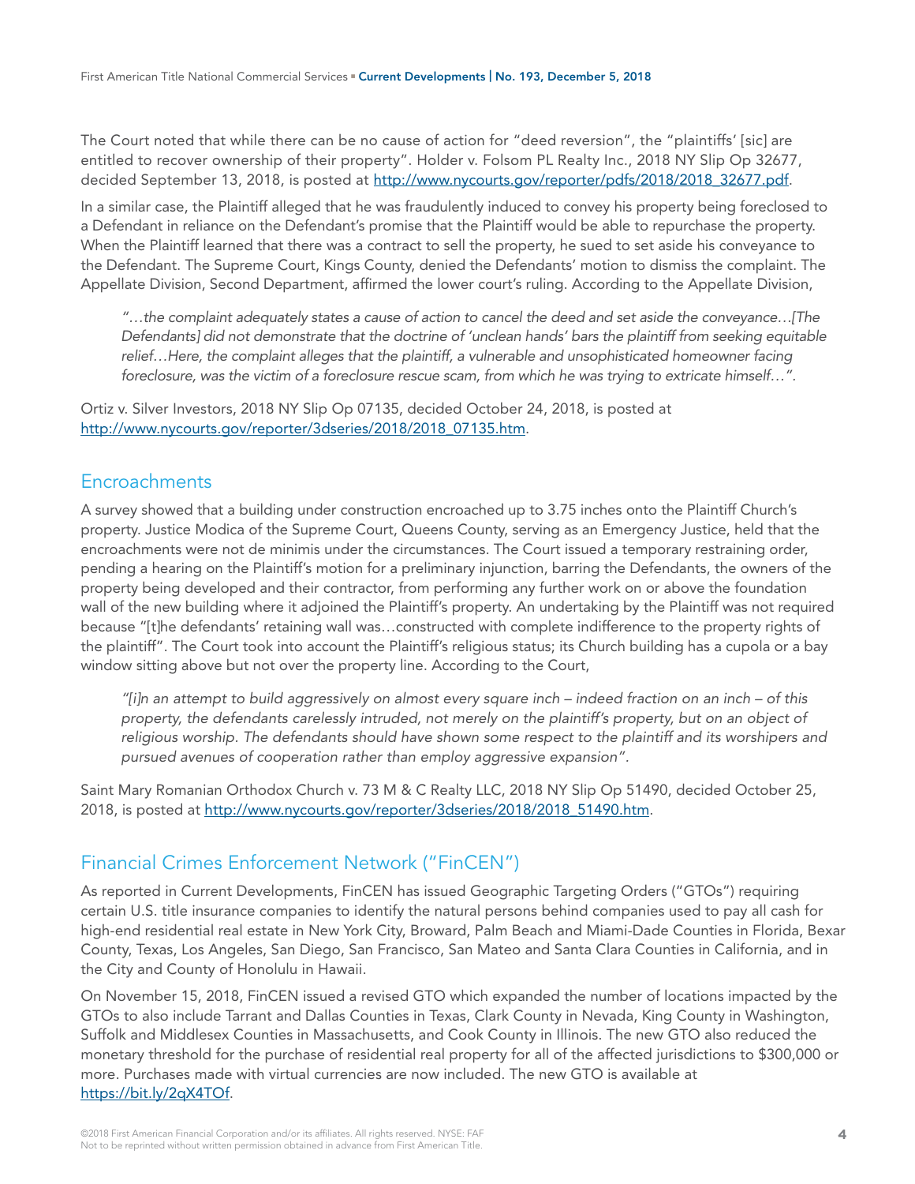The Court noted that while there can be no cause of action for "deed reversion", the "plaintiffs' [sic] are entitled to recover ownership of their property". Holder v. Folsom PL Realty Inc., 2018 NY Slip Op 32677, decided September 13, 2018, is posted at http://www.nycourts.gov/reporter/pdfs/2018/2018_32677.pdf.

In a similar case, the Plaintiff alleged that he was fraudulently induced to convey his property being foreclosed to a Defendant in reliance on the Defendant's promise that the Plaintiff would be able to repurchase the property. When the Plaintiff learned that there was a contract to sell the property, he sued to set aside his conveyance to the Defendant. The Supreme Court, Kings County, denied the Defendants' motion to dismiss the complaint. The Appellate Division, Second Department, affirmed the lower court's ruling. According to the Appellate Division,

> *"…the complaint adequately states a cause of action to cancel the deed and set aside the conveyance…[The Defendants] did not demonstrate that the doctrine of 'unclean hands' bars the plaintiff from seeking equitable relief…Here, the complaint alleges that the plaintiff, a vulnerable and unsophisticated homeowner facing foreclosure, was the victim of a foreclosure rescue scam, from which he was trying to extricate himself…".*

Ortiz v. Silver Investors, 2018 NY Slip Op 07135, decided October 24, 2018, is posted at http://www.nycourts.gov/reporter/3dseries/2018/2018_07135.htm.

## Encroachments

A survey showed that a building under construction encroached up to 3.75 inches onto the Plaintiff Church's property. Justice Modica of the Supreme Court, Queens County, serving as an Emergency Justice, held that the encroachments were not de minimis under the circumstances. The Court issued a temporary restraining order, pending a hearing on the Plaintiff's motion for a preliminary injunction, barring the Defendants, the owners of the property being developed and their contractor, from performing any further work on or above the foundation wall of the new building where it adjoined the Plaintiff's property. An undertaking by the Plaintiff was not required because "[t]he defendants' retaining wall was…constructed with complete indifference to the property rights of the plaintiff". The Court took into account the Plaintiff's religious status; its Church building has a cupola or a bay window sitting above but not over the property line. According to the Court,

> *"[i]n an attempt to build aggressively on almost every square inch – indeed fraction on an inch – of this property, the defendants carelessly intruded, not merely on the plaintiff's property, but on an object of religious worship. The defendants should have shown some respect to the plaintiff and its worshipers and pursued avenues of cooperation rather than employ aggressive expansion".*

Saint Mary Romanian Orthodox Church v. 73 M & C Realty LLC, 2018 NY Slip Op 51490, decided October 25, 2018, is posted at http://www.nycourts.gov/reporter/3dseries/2018/2018_51490.htm.

## Financial Crimes Enforcement Network ("FinCEN")

As reported in Current Developments, FinCEN has issued Geographic Targeting Orders ("GTOs") requiring certain U.S. title insurance companies to identify the natural persons behind companies used to pay all cash for high-end residential real estate in New York City, Broward, Palm Beach and Miami-Dade Counties in Florida, Bexar County, Texas, Los Angeles, San Diego, San Francisco, San Mateo and Santa Clara Counties in California, and in the City and County of Honolulu in Hawaii.

On November 15, 2018, FinCEN issued a revised GTO which expanded the number of locations impacted by the GTOs to also include Tarrant and Dallas Counties in Texas, Clark County in Nevada, King County in Washington, Suffolk and Middlesex Counties in Massachusetts, and Cook County in Illinois. The new GTO also reduced the monetary threshold for the purchase of residential real property for all of the affected jurisdictions to $300,000 or more. Purchases made with virtual currencies are now included. The new GTO is available at https://bit.ly/2qX4TOf.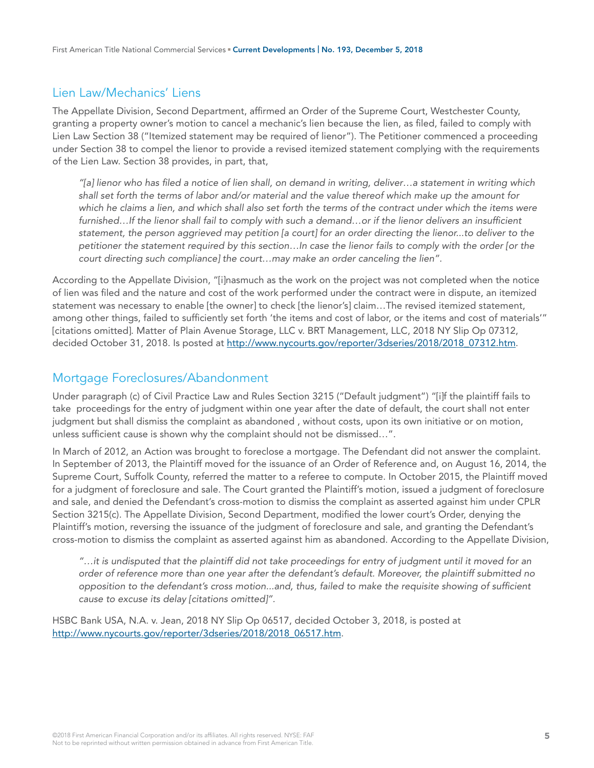## Lien Law/Mechanics' Liens

The Appellate Division, Second Department, affirmed an Order of the Supreme Court, Westchester County, granting a property owner's motion to cancel a mechanic's lien because the lien, as filed, failed to comply with Lien Law Section 38 ("Itemized statement may be required of lienor"). The Petitioner commenced a proceeding under Section 38 to compel the lienor to provide a revised itemized statement complying with the requirements of the Lien Law. Section 38 provides, in part, that,

> *"[a] lienor who has filed a notice of lien shall, on demand in writing, deliver…a statement in writing which shall set forth the terms of labor and/or material and the value thereof which make up the amount for which he claims a lien, and which shall also set forth the terms of the contract under which the items were furnished…If the lienor shall fail to comply with such a demand…or if the lienor delivers an insufficient statement, the person aggrieved may petition [a court] for an order directing the lienor...to deliver to the petitioner the statement required by this section…In case the lienor fails to comply with the order [or the court directing such compliance] the court…may make an order canceling the lien".*

According to the Appellate Division, "[i]nasmuch as the work on the project was not completed when the notice of lien was filed and the nature and cost of the work performed under the contract were in dispute, an itemized statement was necessary to enable [the owner] to check [the lienor's] claim…The revised itemized statement, among other things, failed to sufficiently set forth 'the items and cost of labor, or the items and cost of materials'" [citations omitted]. Matter of Plain Avenue Storage, LLC v. BRT Management, LLC, 2018 NY Slip Op 07312, decided October 31, 2018. Is posted at http://www.nycourts.gov/reporter/3dseries/2018/2018_07312.htm.

## Mortgage Foreclosures/Abandonment

Under paragraph (c) of Civil Practice Law and Rules Section 3215 ("Default judgment") "[i]f the plaintiff fails to take proceedings for the entry of judgment within one year after the date of default, the court shall not enter judgment but shall dismiss the complaint as abandoned , without costs, upon its own initiative or on motion, unless sufficient cause is shown why the complaint should not be dismissed…".

In March of 2012, an Action was brought to foreclose a mortgage. The Defendant did not answer the complaint. In September of 2013, the Plaintiff moved for the issuance of an Order of Reference and, on August 16, 2014, the Supreme Court, Suffolk County, referred the matter to a referee to compute. In October 2015, the Plaintiff moved for a judgment of foreclosure and sale. The Court granted the Plaintiff's motion, issued a judgment of foreclosure and sale, and denied the Defendant's cross-motion to dismiss the complaint as asserted against him under CPLR Section 3215(c). The Appellate Division, Second Department, modified the lower court's Order, denying the Plaintiff's motion, reversing the issuance of the judgment of foreclosure and sale, and granting the Defendant's cross-motion to dismiss the complaint as asserted against him as abandoned. According to the Appellate Division,

> *"…it is undisputed that the plaintiff did not take proceedings for entry of judgment until it moved for an order of reference more than one year after the defendant's default. Moreover, the plaintiff submitted no opposition to the defendant's cross motion...and, thus, failed to make the requisite showing of sufficient cause to excuse its delay [citations omitted]".*

HSBC Bank USA, N.A. v. Jean, 2018 NY Slip Op 06517, decided October 3, 2018, is posted at http://www.nycourts.gov/reporter/3dseries/2018/2018_06517.htm.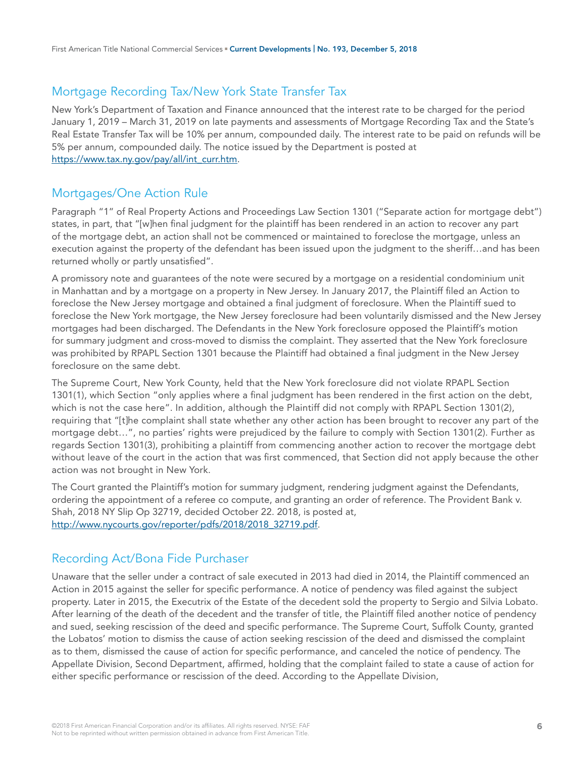## Mortgage Recording Tax/New York State Transfer Tax

New York's Department of Taxation and Finance announced that the interest rate to be charged for the period January 1, 2019 – March 31, 2019 on late payments and assessments of Mortgage Recording Tax and the State's Real Estate Transfer Tax will be 10% per annum, compounded daily. The interest rate to be paid on refunds will be 5% per annum, compounded daily. The notice issued by the Department is posted at https://www.tax.ny.gov/pay/all/int_curr.htm.

## Mortgages/One Action Rule

Paragraph "1" of Real Property Actions and Proceedings Law Section 1301 ("Separate action for mortgage debt") states, in part, that "[w]hen final judgment for the plaintiff has been rendered in an action to recover any part of the mortgage debt, an action shall not be commenced or maintained to foreclose the mortgage, unless an execution against the property of the defendant has been issued upon the judgment to the sheriff…and has been returned wholly or partly unsatisfied".

A promissory note and guarantees of the note were secured by a mortgage on a residential condominium unit in Manhattan and by a mortgage on a property in New Jersey. In January 2017, the Plaintiff filed an Action to foreclose the New Jersey mortgage and obtained a final judgment of foreclosure. When the Plaintiff sued to foreclose the New York mortgage, the New Jersey foreclosure had been voluntarily dismissed and the New Jersey mortgages had been discharged. The Defendants in the New York foreclosure opposed the Plaintiff's motion for summary judgment and cross-moved to dismiss the complaint. They asserted that the New York foreclosure was prohibited by RPAPL Section 1301 because the Plaintiff had obtained a final judgment in the New Jersey foreclosure on the same debt.

The Supreme Court, New York County, held that the New York foreclosure did not violate RPAPL Section 1301(1), which Section "only applies where a final judgment has been rendered in the first action on the debt, which is not the case here". In addition, although the Plaintiff did not comply with RPAPL Section 1301(2), requiring that "[t]he complaint shall state whether any other action has been brought to recover any part of the mortgage debt…", no parties' rights were prejudiced by the failure to comply with Section 1301(2). Further as regards Section 1301(3), prohibiting a plaintiff from commencing another action to recover the mortgage debt without leave of the court in the action that was first commenced, that Section did not apply because the other action was not brought in New York.

The Court granted the Plaintiff's motion for summary judgment, rendering judgment against the Defendants, ordering the appointment of a referee co compute, and granting an order of reference. The Provident Bank v. Shah, 2018 NY Slip Op 32719, decided October 22. 2018, is posted at, http://www.nycourts.gov/reporter/pdfs/2018/2018_32719.pdf.

## Recording Act/Bona Fide Purchaser

Unaware that the seller under a contract of sale executed in 2013 had died in 2014, the Plaintiff commenced an Action in 2015 against the seller for specific performance. A notice of pendency was filed against the subject property. Later in 2015, the Executrix of the Estate of the decedent sold the property to Sergio and Silvia Lobato. After learning of the death of the decedent and the transfer of title, the Plaintiff filed another notice of pendency and sued, seeking rescission of the deed and specific performance. The Supreme Court, Suffolk County, granted the Lobatos' motion to dismiss the cause of action seeking rescission of the deed and dismissed the complaint as to them, dismissed the cause of action for specific performance, and canceled the notice of pendency. The Appellate Division, Second Department, affirmed, holding that the complaint failed to state a cause of action for either specific performance or rescission of the deed. According to the Appellate Division,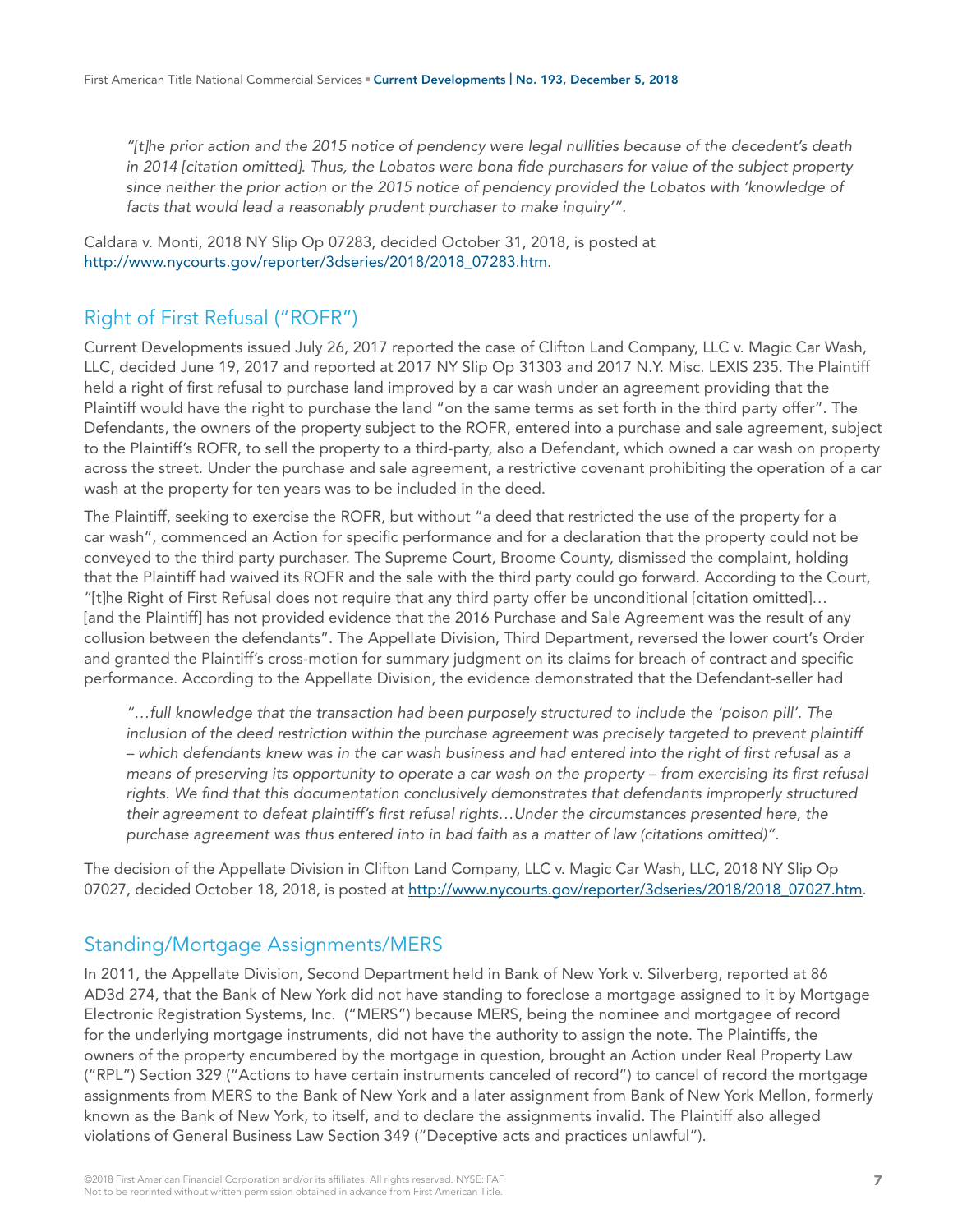*"[t]he prior action and the 2015 notice of pendency were legal nullities because of the decedent's death in 2014 [citation omitted]. Thus, the Lobatos were bona fide purchasers for value of the subject property since neither the prior action or the 2015 notice of pendency provided the Lobatos with 'knowledge of facts that would lead a reasonably prudent purchaser to make inquiry'".*

Caldara v. Monti, 2018 NY Slip Op 07283, decided October 31, 2018, is posted at http://www.nycourts.gov/reporter/3dseries/2018/2018_07283.htm.

## Right of First Refusal ("ROFR")

Current Developments issued July 26, 2017 reported the case of Clifton Land Company, LLC v. Magic Car Wash, LLC, decided June 19, 2017 and reported at 2017 NY Slip Op 31303 and 2017 N.Y. Misc. LEXIS 235. The Plaintiff held a right of first refusal to purchase land improved by a car wash under an agreement providing that the Plaintiff would have the right to purchase the land "on the same terms as set forth in the third party offer". The Defendants, the owners of the property subject to the ROFR, entered into a purchase and sale agreement, subject to the Plaintiff's ROFR, to sell the property to a third-party, also a Defendant, which owned a car wash on property across the street. Under the purchase and sale agreement, a restrictive covenant prohibiting the operation of a car wash at the property for ten years was to be included in the deed.

The Plaintiff, seeking to exercise the ROFR, but without "a deed that restricted the use of the property for a car wash", commenced an Action for specific performance and for a declaration that the property could not be conveyed to the third party purchaser. The Supreme Court, Broome County, dismissed the complaint, holding that the Plaintiff had waived its ROFR and the sale with the third party could go forward. According to the Court, "[t]he Right of First Refusal does not require that any third party offer be unconditional [citation omitted]… [and the Plaintiff] has not provided evidence that the 2016 Purchase and Sale Agreement was the result of any collusion between the defendants". The Appellate Division, Third Department, reversed the lower court's Order and granted the Plaintiff's cross-motion for summary judgment on its claims for breach of contract and specific performance. According to the Appellate Division, the evidence demonstrated that the Defendant-seller had

*"…full knowledge that the transaction had been purposely structured to include the 'poison pill'. The inclusion of the deed restriction within the purchase agreement was precisely targeted to prevent plaintiff – which defendants knew was in the car wash business and had entered into the right of first refusal as a means of preserving its opportunity to operate a car wash on the property – from exercising its first refusal rights. We find that this documentation conclusively demonstrates that defendants improperly structured their agreement to defeat plaintiff's first refusal rights…Under the circumstances presented here, the purchase agreement was thus entered into in bad faith as a matter of law (citations omitted)".*

The decision of the Appellate Division in Clifton Land Company, LLC v. Magic Car Wash, LLC, 2018 NY Slip Op 07027, decided October 18, 2018, is posted at http://www.nycourts.gov/reporter/3dseries/2018/2018_07027.htm.

## Standing/Mortgage Assignments/MERS

In 2011, the Appellate Division, Second Department held in Bank of New York v. Silverberg, reported at 86 AD3d 274, that the Bank of New York did not have standing to foreclose a mortgage assigned to it by Mortgage Electronic Registration Systems, Inc. ("MERS") because MERS, being the nominee and mortgagee of record for the underlying mortgage instruments, did not have the authority to assign the note. The Plaintiffs, the owners of the property encumbered by the mortgage in question, brought an Action under Real Property Law ("RPL") Section 329 ("Actions to have certain instruments canceled of record") to cancel of record the mortgage assignments from MERS to the Bank of New York and a later assignment from Bank of New York Mellon, formerly known as the Bank of New York, to itself, and to declare the assignments invalid. The Plaintiff also alleged violations of General Business Law Section 349 ("Deceptive acts and practices unlawful").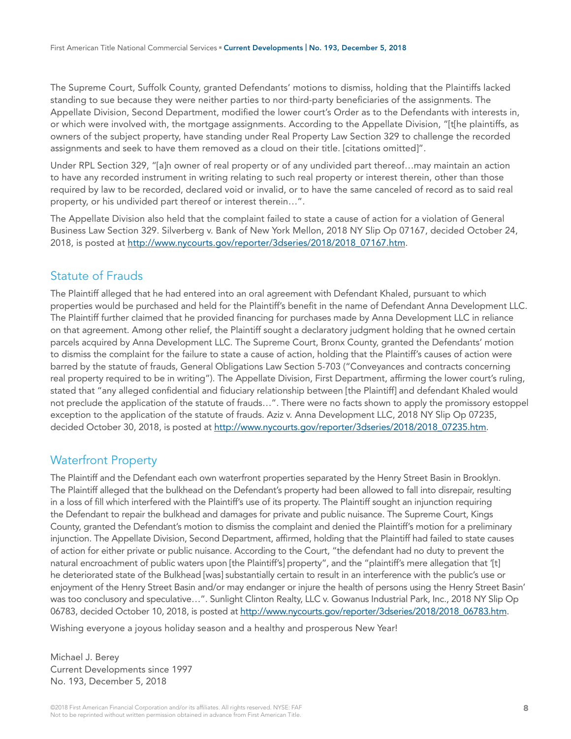The Supreme Court, Suffolk County, granted Defendants' motions to dismiss, holding that the Plaintiffs lacked standing to sue because they were neither parties to nor third-party beneficiaries of the assignments. The Appellate Division, Second Department, modified the lower court's Order as to the Defendants with interests in, or which were involved with, the mortgage assignments. According to the Appellate Division, "[t[he plaintiffs, as owners of the subject property, have standing under Real Property Law Section 329 to challenge the recorded assignments and seek to have them removed as a cloud on their title. [citations omitted]".

Under RPL Section 329, "[a]n owner of real property or of any undivided part thereof…may maintain an action to have any recorded instrument in writing relating to such real property or interest therein, other than those required by law to be recorded, declared void or invalid, or to have the same canceled of record as to said real property, or his undivided part thereof or interest therein…".

The Appellate Division also held that the complaint failed to state a cause of action for a violation of General Business Law Section 329. Silverberg v. Bank of New York Mellon, 2018 NY Slip Op 07167, decided October 24, 2018, is posted at http://www.nycourts.gov/reporter/3dseries/2018/2018_07167.htm.

## Statute of Frauds

The Plaintiff alleged that he had entered into an oral agreement with Defendant Khaled, pursuant to which properties would be purchased and held for the Plaintiff's benefit in the name of Defendant Anna Development LLC. The Plaintiff further claimed that he provided financing for purchases made by Anna Development LLC in reliance on that agreement. Among other relief, the Plaintiff sought a declaratory judgment holding that he owned certain parcels acquired by Anna Development LLC. The Supreme Court, Bronx County, granted the Defendants' motion to dismiss the complaint for the failure to state a cause of action, holding that the Plaintiff's causes of action were barred by the statute of frauds, General Obligations Law Section 5-703 ("Conveyances and contracts concerning real property required to be in writing"). The Appellate Division, First Department, affirming the lower court's ruling, stated that "any alleged confidential and fiduciary relationship between [the Plaintiff] and defendant Khaled would not preclude the application of the statute of frauds…". There were no facts shown to apply the promissory estoppel exception to the application of the statute of frauds. Aziz v. Anna Development LLC, 2018 NY Slip Op 07235, decided October 30, 2018, is posted at http://www.nycourts.gov/reporter/3dseries/2018/2018_07235.htm.

## Waterfront Property

The Plaintiff and the Defendant each own waterfront properties separated by the Henry Street Basin in Brooklyn. The Plaintiff alleged that the bulkhead on the Defendant's property had been allowed to fall into disrepair, resulting in a loss of fill which interfered with the Plaintiff's use of its property. The Plaintiff sought an injunction requiring the Defendant to repair the bulkhead and damages for private and public nuisance. The Supreme Court, Kings County, granted the Defendant's motion to dismiss the complaint and denied the Plaintiff's motion for a preliminary injunction. The Appellate Division, Second Department, affirmed, holding that the Plaintiff had failed to state causes of action for either private or public nuisance. According to the Court, "the defendant had no duty to prevent the natural encroachment of public waters upon [the Plaintiff's] property", and the "plaintiff's mere allegation that '[t]he deteriorated state of the Bulkhead [was] substantially certain to result in an interference with the public's use or enjoyment of the Henry Street Basin and/or may endanger or injure the health of persons using the Henry Street Basin' was too conclusory and speculative…". Sunlight Clinton Realty, LLC v. Gowanus Industrial Park, Inc., 2018 NY Slip Op 06783, decided October 10, 2018, is posted at http://www.nycourts.gov/reporter/3dseries/2018/2018_06783.htm.

Wishing everyone a joyous holiday season and a healthy and prosperous New Year!

Michael J. Berey
Current Developments since 1997
No. 193, December 5, 2018

©2018 First American Financial Corporation and/or its affiliates. All rights reserved. NYSE: FAF
Not to be reprinted without written permission obtained in advance from First American Title.